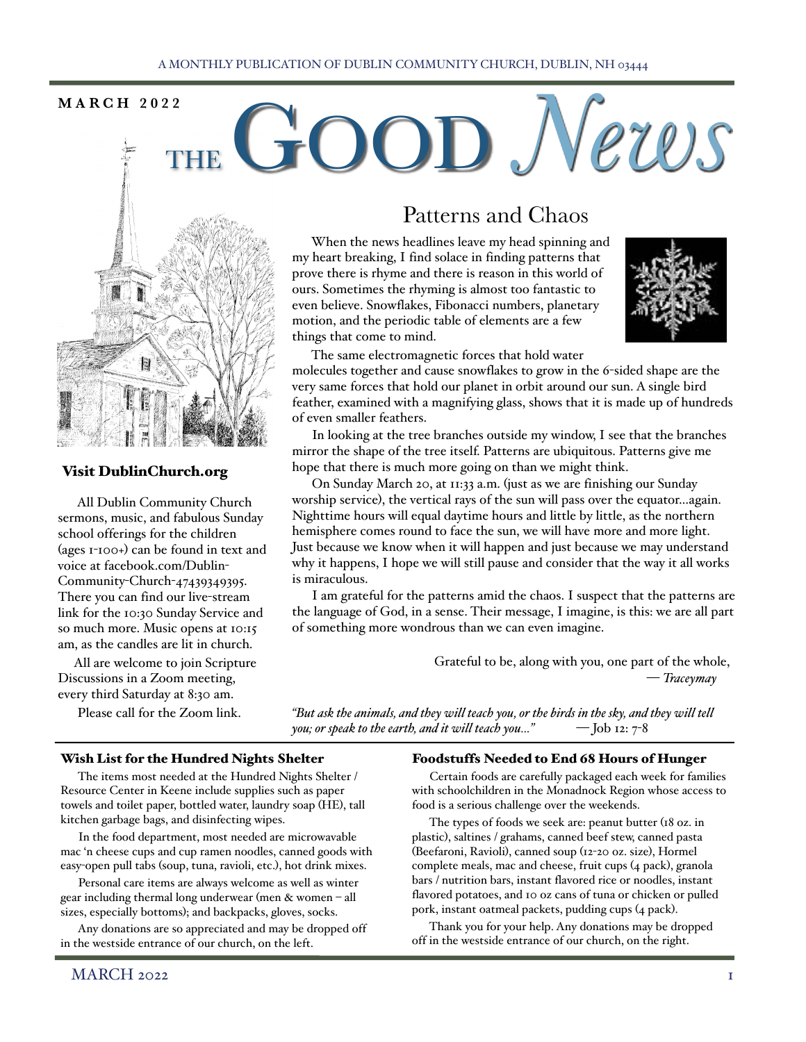A MONTHLY PUBLICATION OF DUBLIN COMMUNITY CHURCH, DUBLIN, NH 03444

**MARCH 2022**

# THE GOOD *News*

## Patterns and Chaos

When the news headlines leave my head spinning and my heart breaking, I find solace in finding patterns that prove there is rhyme and there is reason in this world of ours. Sometimes the rhyming is almost too fantastic to even believe. Snowflakes, Fibonacci numbers, planetary motion, and the periodic table of elements are a few things that come to mind.

The same electromagnetic forces that hold water molecules together and cause snowflakes to grow in the 6-sided shape are the very same forces that hold our planet in orbit around our sun. A single bird feather, examined with a magnifying glass, shows that it is made up of hundreds of even smaller feathers.

In looking at the tree branches outside my window, I see that the branches mirror the shape of the tree itself. Patterns are ubiquitous. Patterns give me hope that there is much more going on than we might think.

On Sunday March 20, at 11:33 a.m. (just as we are finishing our Sunday worship service), the vertical rays of the sun will pass over the equator...again. Nighttime hours will equal daytime hours and little by little, as the northern hemisphere comes round to face the sun, we will have more and more light. Just because we know when it will happen and just because we may understand why it happens, I hope we will still pause and consider that the way it all works is miraculous.

I am grateful for the patterns amid the chaos. I suspect that the patterns are the language of God, in a sense. Their message, I imagine, is this: we are all part of something more wondrous than we can even imagine.

Grateful to be, along with you, one part of the whole,
— *Traceymay*

*"But ask the animals, and they will teach you, or the birds in the sky, and they will tell you; or speak to the earth, and it will teach you..."* — Job 12: 7-8

### Visit DublinChurch.org

All Dublin Community Church sermons, music, and fabulous Sunday school offerings for the children (ages 1-100+) can be found in text and voice at facebook.com/Dublin-Community-Church-47439349395. There you can find our live-stream link for the 10:30 Sunday Service and so much more. Music opens at 10:15 am, as the candles are lit in church.

All are welcome to join Scripture Discussions in a Zoom meeting, every third Saturday at 8:30 am.

Please call for the Zoom link.

### Wish List for the Hundred Nights Shelter

The items most needed at the Hundred Nights Shelter / Resource Center in Keene include supplies such as paper towels and toilet paper, bottled water, laundry soap (HE), tall kitchen garbage bags, and disinfecting wipes.

In the food department, most needed are microwavable mac 'n cheese cups and cup ramen noodles, canned goods with easy-open pull tabs (soup, tuna, ravioli, etc.), hot drink mixes.

Personal care items are always welcome as well as winter gear including thermal long underwear (men & women – all sizes, especially bottoms); and backpacks, gloves, socks.

Any donations are so appreciated and may be dropped off in the westside entrance of our church, on the left.

### Foodstuffs Needed to End 68 Hours of Hunger

Certain foods are carefully packaged each week for families with schoolchildren in the Monadnock Region whose access to food is a serious challenge over the weekends.

The types of foods we seek are: peanut butter (18 oz. in plastic), saltines / grahams, canned beef stew, canned pasta (Beefaroni, Ravioli), canned soup (12-20 oz. size), Hormel complete meals, mac and cheese, fruit cups (4 pack), granola bars / nutrition bars, instant flavored rice or noodles, instant flavored potatoes, and 10 oz cans of tuna or chicken or pulled pork, instant oatmeal packets, pudding cups (4 pack).

Thank you for your help. Any donations may be dropped off in the westside entrance of our church, on the right.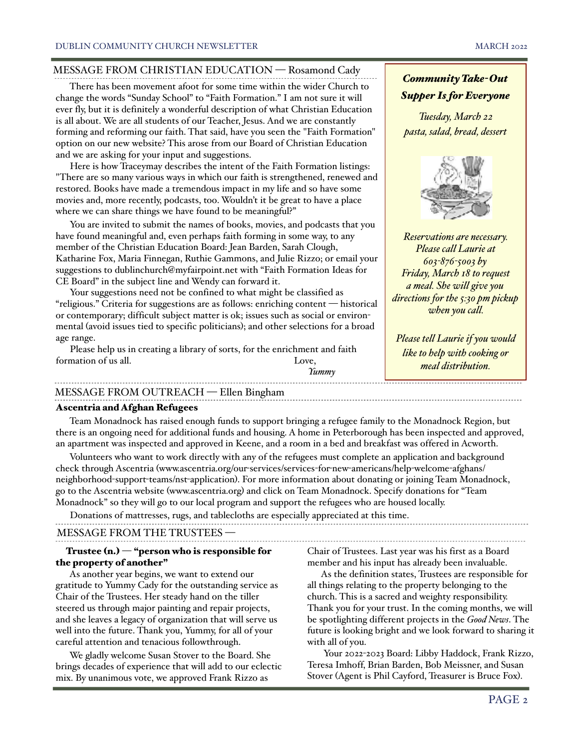## MESSAGE FROM CHRISTIAN EDUCATION — Rosamond Cady

There has been movement afoot for some time within the wider Church to change the words "Sunday School" to "Faith Formation." I am not sure it will ever fly, but it is definitely a wonderful description of what Christian Education is all about. We are all students of our Teacher, Jesus. And we are constantly forming and reforming our faith. That said, have you seen the "Faith Formation" option on our new website? This arose from our Board of Christian Education and we are asking for your input and suggestions.

Here is how Traceymay describes the intent of the Faith Formation listings: "There are so many various ways in which our faith is strengthened, renewed and restored. Books have made a tremendous impact in my life and so have some movies and, more recently, podcasts, too. Wouldn't it be great to have a place where we can share things we have found to be meaningful?"

You are invited to submit the names of books, movies, and podcasts that you have found meaningful and, even perhaps faith forming in some way, to any member of the Christian Education Board: Jean Barden, Sarah Clough, Katharine Fox, Maria Finnegan, Ruthie Gammons, and Julie Rizzo; or email your suggestions to dublinchurch@myfairpoint.net with "Faith Formation Ideas for CE Board" in the subject line and Wendy can forward it.

Your suggestions need not be confined to what might be classified as "religious." Criteria for suggestions are as follows: enriching content — historical or contemporary; difficult subject matter is ok; issues such as social or environmental (avoid issues tied to specific politicians); and other selections for a broad age range.

Please help us in creating a library of sorts, for the enrichment and faith formation of us all.

Love,
*Yummy*

***Community Take-Out Supper Is for Everyone***

*Tuesday, March 22*
*pasta, salad, bread, dessert*

*Reservations are necessary. Please call Laurie at 603-876-5003 by Friday, March 18 to request a meal. She will give you directions for the 5:30 pm pickup when you call.*

*Please tell Laurie if you would like to help with cooking or meal distribution.*

## MESSAGE FROM OUTREACH — Ellen Bingham

### Ascentria and Afghan Refugees

Team Monadnock has raised enough funds to support bringing a refugee family to the Monadnock Region, but there is an ongoing need for additional funds and housing. A home in Peterborough has been inspected and approved, an apartment was inspected and approved in Keene, and a room in a bed and breakfast was offered in Acworth.

Volunteers who want to work directly with any of the refugees must complete an application and background check through Ascentria (www.ascentria.org/our-services/services-for-new-americans/help-welcome-afghans/neighborhood-support-teams/nst-application). For more information about donating or joining Team Monadnock, go to the Ascentria website (www.ascentria.org) and click on Team Monadnock. Specify donations for "Team Monadnock" so they will go to our local program and support the refugees who are housed locally.

Donations of mattresses, rugs, and tablecloths are especially appreciated at this time.

## MESSAGE FROM THE TRUSTEES —

**Trustee (n.) — "person who is responsible for the property of another"**

As another year begins, we want to extend our gratitude to Yummy Cady for the outstanding service as Chair of the Trustees. Her steady hand on the tiller steered us through major painting and repair projects, and she leaves a legacy of organization that will serve us well into the future. Thank you, Yummy, for all of your careful attention and tenacious followthrough.

We gladly welcome Susan Stover to the Board. She brings decades of experience that will add to our eclectic mix. By unanimous vote, we approved Frank Rizzo as Chair of Trustees. Last year was his first as a Board member and his input has already been invaluable.

As the definition states, Trustees are responsible for all things relating to the property belonging to the church. This is a sacred and weighty responsibility. Thank you for your trust. In the coming months, we will be spotlighting different projects in the *Good News*. The future is looking bright and we look forward to sharing it with all of you.

Your 2022-2023 Board: Libby Haddock, Frank Rizzo, Teresa Imhoff, Brian Barden, Bob Meissner, and Susan Stover (Agent is Phil Cayford, Treasurer is Bruce Fox).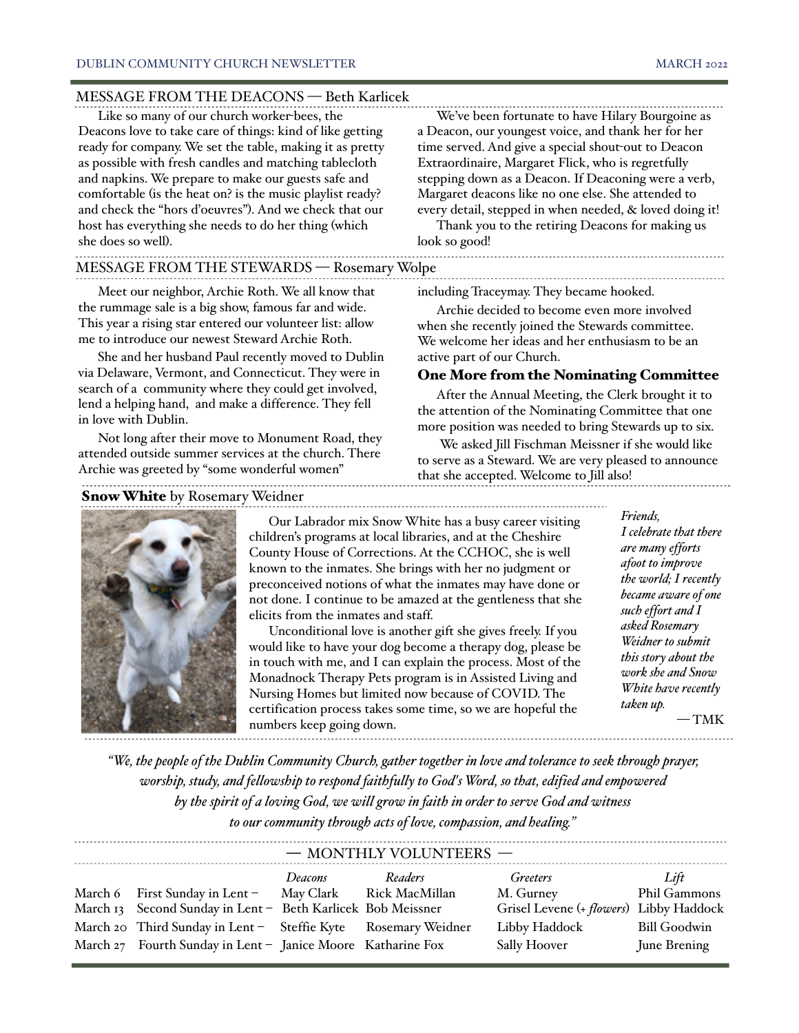## MESSAGE FROM THE DEACONS — Beth Karlicek

Like so many of our church worker-bees, the Deacons love to take care of things: kind of like getting ready for company. We set the table, making it as pretty as possible with fresh candles and matching tablecloth and napkins. We prepare to make our guests safe and comfortable (is the heat on? is the music playlist ready? and check the "hors d'oeuvres"). And we check that our host has everything she needs to do her thing (which she does so well).

We've been fortunate to have Hilary Bourgoine as a Deacon, our youngest voice, and thank her for her time served. And give a special shout-out to Deacon Extraordinaire, Margaret Flick, who is regretfully stepping down as a Deacon. If Deaconing were a verb, Margaret deacons like no one else. She attended to every detail, stepped in when needed, & loved doing it!

Thank you to the retiring Deacons for making us look so good!

## MESSAGE FROM THE STEWARDS — Rosemary Wolpe

Meet our neighbor, Archie Roth. We all know that the rummage sale is a big show, famous far and wide. This year a rising star entered our volunteer list: allow me to introduce our newest Steward Archie Roth.

She and her husband Paul recently moved to Dublin via Delaware, Vermont, and Connecticut. They were in search of a community where they could get involved, lend a helping hand, and make a difference. They fell in love with Dublin.

Not long after their move to Monument Road, they attended outside summer services at the church. There Archie was greeted by "some wonderful women" including Traceymay. They became hooked.

Archie decided to become even more involved when she recently joined the Stewards committee. We welcome her ideas and her enthusiasm to be an active part of our Church.

### One More from the Nominating Committee

After the Annual Meeting, the Clerk brought it to the attention of the Nominating Committee that one more position was needed to bring Stewards up to six.

We asked Jill Fischman Meissner if she would like to serve as a Steward. We are very pleased to announce that she accepted. Welcome to Jill also!

## **Snow White** by Rosemary Weidner

Our Labrador mix Snow White has a busy career visiting children's programs at local libraries, and at the Cheshire County House of Corrections. At the CCHOC, she is well known to the inmates. She brings with her no judgment or preconceived notions of what the inmates may have done or not done. I continue to be amazed at the gentleness that she elicits from the inmates and staff.

Unconditional love is another gift she gives freely. If you would like to have your dog become a therapy dog, please be in touch with me, and I can explain the process. Most of the Monadnock Therapy Pets program is in Assisted Living and Nursing Homes but limited now because of COVID. The certification process takes some time, so we are hopeful the numbers keep going down.

*Friends,*
*I celebrate that there are many efforts afoot to improve the world; I recently became aware of one such effort and I asked Rosemary Weidner to submit this story about the work she and Snow White have recently taken up.*

— TMK

*"We, the people of the Dublin Community Church, gather together in love and tolerance to seek through prayer, worship, study, and fellowship to respond faithfully to God's Word, so that, edified and empowered by the spirit of a loving God, we will grow in faith in order to serve God and witness to our community through acts of love, compassion, and healing."*

## — MONTHLY VOLUNTEERS —

| Date | Sunday | *Deacons* | *Readers* | *Greeters* | *Lift* |
|---|---|---|---|---|---|
| March 6 | First Sunday in Lent – | May Clark | Rick MacMillan | M. Gurney | Phil Gammons |
| March 13 | Second Sunday in Lent – | Beth Karlicek | Bob Meissner | Grisel Levene (+ *flowers*) | Libby Haddock |
| March 20 | Third Sunday in Lent – | Steffie Kyte | Rosemary Weidner | Libby Haddock | Bill Goodwin |
| March 27 | Fourth Sunday in Lent – | Janice Moore | Katharine Fox | Sally Hoover | June Brening |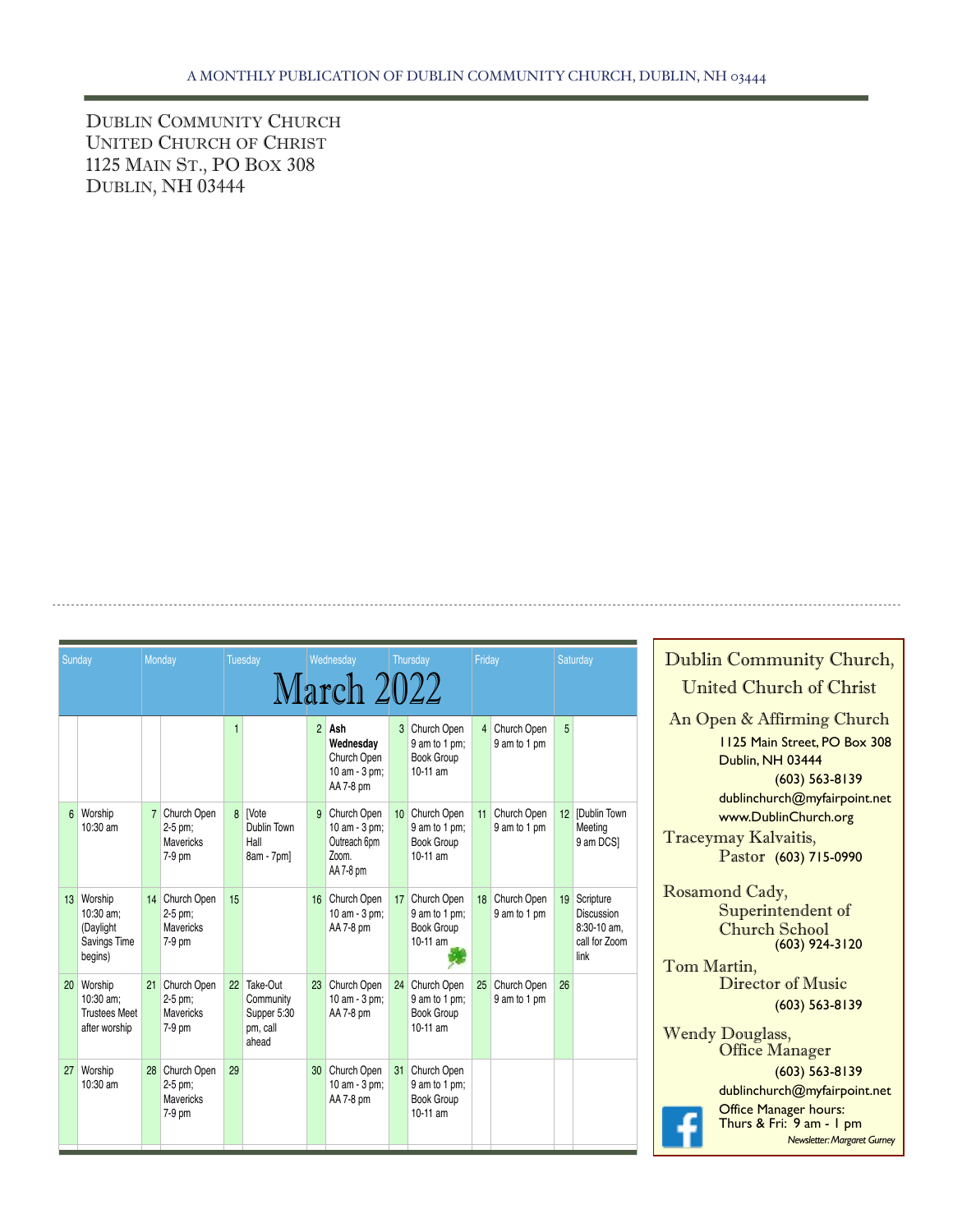A MONTHLY PUBLICATION OF DUBLIN COMMUNITY CHURCH, DUBLIN, NH 03444

DUBLIN COMMUNITY CHURCH
UNITED CHURCH OF CHRIST
1125 MAIN ST., PO BOX 308
DUBLIN, NH 03444

# March 2022

| Sunday | Monday | Tuesday | Wednesday | Thursday | Friday | Saturday |
|---|---|---|---|---|---|---|
| | | 1 | 2 **Ash Wednesday** Church Open 10 am - 3 pm; AA 7-8 pm | 3 Church Open 9 am to 1 pm; Book Group 10-11 am | 4 Church Open 9 am to 1 pm | 5 |
| 6 Worship 10:30 am | 7 Church Open 2-5 pm; Mavericks 7-9 pm | 8 [Vote Dublin Town Hall 8am - 7pm] | 9 Church Open 10 am - 3 pm; Outreach 6pm Zoom. AA 7-8 pm | 10 Church Open 9 am to 1 pm; Book Group 10-11 am | 11 Church Open 9 am to 1 pm | 12 [Dublin Town Meeting 9 am DCS] |
| 13 Worship 10:30 am; (Daylight Savings Time begins) | 14 Church Open 2-5 pm; Mavericks 7-9 pm | 15 | 16 Church Open 10 am - 3 pm; AA 7-8 pm | 17 Church Open 9 am to 1 pm; Book Group 10-11 am | 18 Church Open 9 am to 1 pm | 19 Scripture Discussion 8:30-10 am, call for Zoom link |
| 20 Worship 10:30 am; Trustees Meet after worship | 21 Church Open 2-5 pm; Mavericks 7-9 pm | 22 Take-Out Community Supper 5:30 pm, call ahead | 23 Church Open 10 am - 3 pm; AA 7-8 pm | 24 Church Open 9 am to 1 pm; Book Group 10-11 am | 25 Church Open 9 am to 1 pm | 26 |
| 27 Worship 10:30 am | 28 Church Open 2-5 pm; Mavericks 7-9 pm | 29 | 30 Church Open 10 am - 3 pm; AA 7-8 pm | 31 Church Open 9 am to 1 pm; Book Group 10-11 am | | |

Dublin Community Church,
United Church of Christ

An Open & Affirming Church

1125 Main Street, PO Box 308
Dublin, NH 03444
(603) 563-8139
dublinchurch@myfairpoint.net
www.DublinChurch.org

Traceymay Kalvaitis,
Pastor (603) 715-0990

Rosamond Cady,
Superintendent of Church School
(603) 924-3120

Tom Martin,
Director of Music
(603) 563-8139

Wendy Douglass,
Office Manager
(603) 563-8139
dublinchurch@myfairpoint.net
Office Manager hours:
Thurs & Fri: 9 am - 1 pm

*Newsletter: Margaret Gurney*